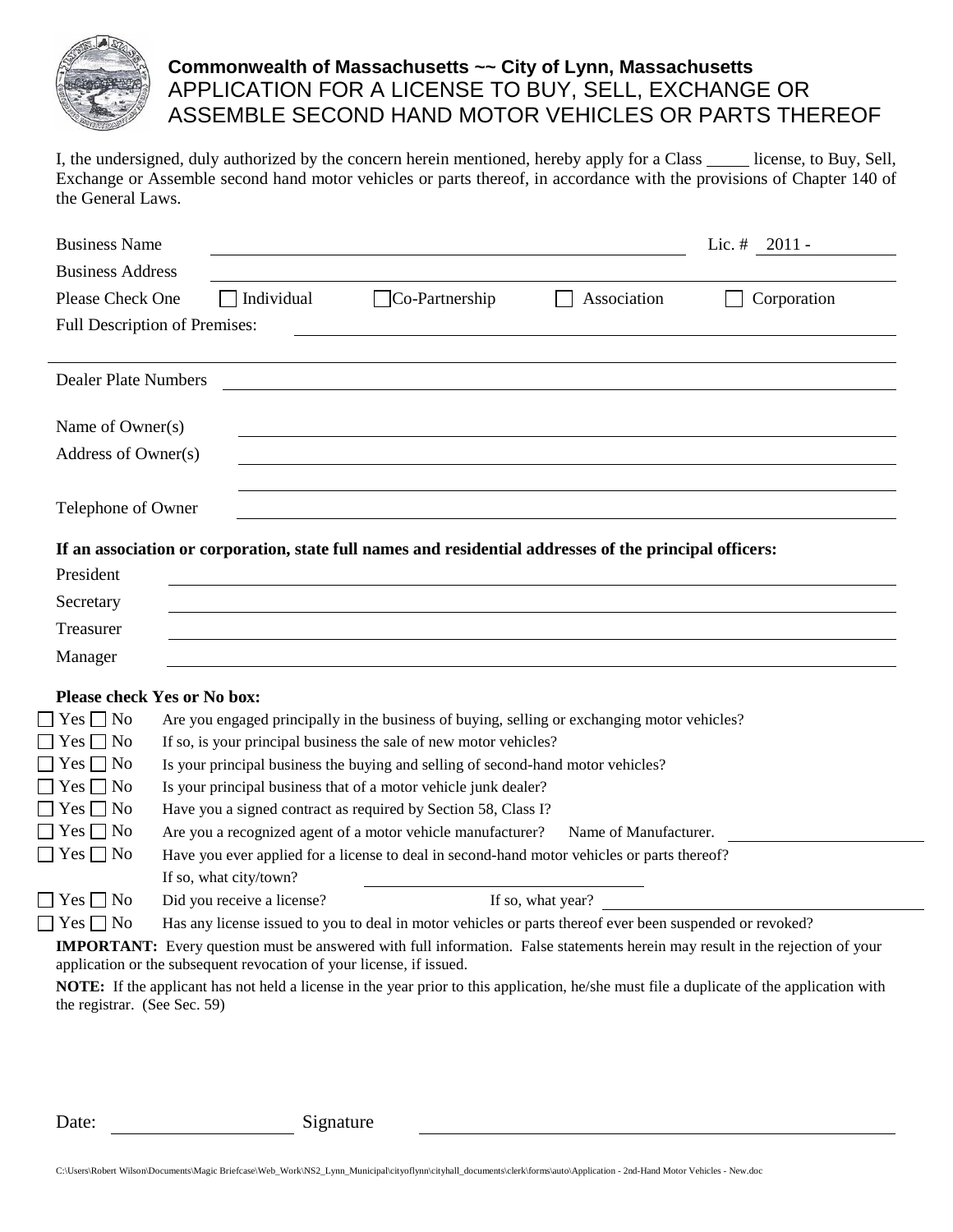**Commonwealth of Massachusetts ~~ City of Lynn, Massachusetts**

# APPLICATION FOR A LICENSE TO BUY, SELL, EXCHANGE OR ASSEMBLE SECOND HAND MOTOR VEHICLES OR PARTS THEREOF

I, the undersigned, duly authorized by the concern herein mentioned, hereby apply for a Class _____ license, to Buy, Sell, Exchange or Assemble second hand motor vehicles or parts thereof, in accordance with the provisions of Chapter 140 of the General Laws.

Business Name ____________________________________________ Lic. # 2011 - __________

Business Address ____________________________________________

Please Check One ☐ Individual ☐ Co-Partnership ☐ Association ☐ Corporation

Full Description of Premises: ____________________________________________

____________________________________________

Dealer Plate Numbers ____________________________________________

Name of Owner(s) ____________________________________________

Address of Owner(s) ____________________________________________

____________________________________________

Telephone of Owner ____________________________________________

**If an association or corporation, state full names and residential addresses of the principal officers:**

President ____________________________________________

Secretary ____________________________________________

Treasurer ____________________________________________

Manager ____________________________________________

**Please check Yes or No box:**

☐ Yes ☐ No Are you engaged principally in the business of buying, selling or exchanging motor vehicles?

☐ Yes ☐ No If so, is your principal business the sale of new motor vehicles?

☐ Yes ☐ No Is your principal business the buying and selling of second-hand motor vehicles?

☐ Yes ☐ No Is your principal business that of a motor vehicle junk dealer?

☐ Yes ☐ No Have you a signed contract as required by Section 58, Class I?

☐ Yes ☐ No Are you a recognized agent of a motor vehicle manufacturer? Name of Manufacturer. ______________

☐ Yes ☐ No Have you ever applied for a license to deal in second-hand motor vehicles or parts thereof?
If so, what city/town? ______________

☐ Yes ☐ No Did you receive a license? If so, what year? ______________

☐ Yes ☐ No Has any license issued to you to deal in motor vehicles or parts thereof ever been suspended or revoked?

**IMPORTANT:** Every question must be answered with full information. False statements herein may result in the rejection of your application or the subsequent revocation of your license, if issued.

**NOTE:** If the applicant has not held a license in the year prior to this application, he/she must file a duplicate of the application with the registrar. (See Sec. 59)

Date: ______________ Signature ____________________________________________

C:\Users\Robert Wilson\Documents\Magic Briefcase\Web_Work\NS2_Lynn_Municipal\cityoflynn\cityhall_documents\clerk\forms\auto\Application - 2nd-Hand Motor Vehicles - New.doc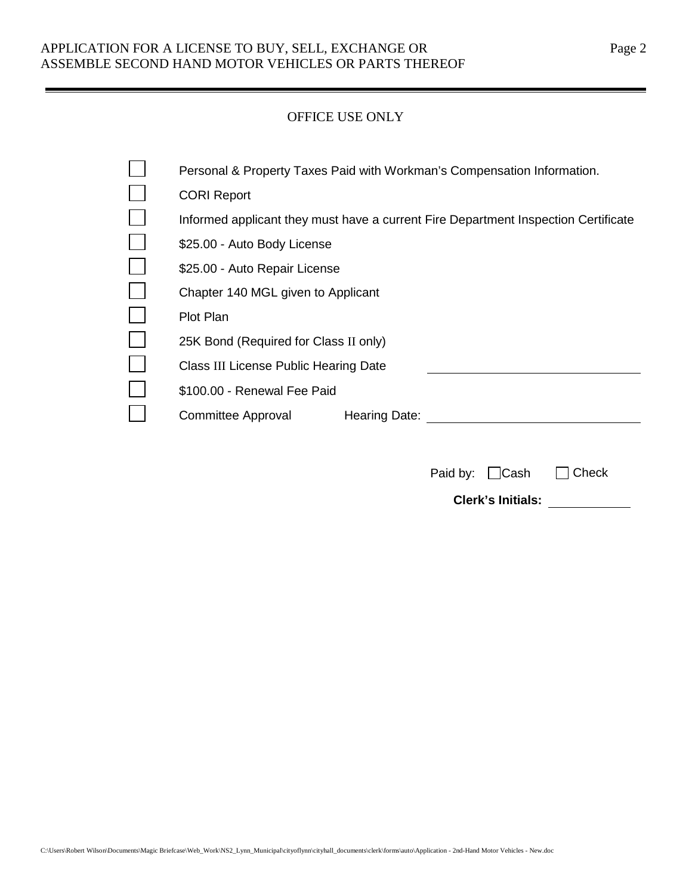## OFFICE USE ONLY

- [ ] Personal & Property Taxes Paid with Workman's Compensation Information.
- [ ] CORI Report
- [ ] Informed applicant they must have a current Fire Department Inspection Certificate
- [ ] $25.00 - Auto Body License
- [ ] $25.00 - Auto Repair License
- [ ] Chapter 140 MGL given to Applicant
- [ ] Plot Plan
- [ ] 25K Bond (Required for Class II only)
- [ ] Class III License Public Hearing Date ______________________
- [ ] $100.00 - Renewal Fee Paid
- [ ] Committee Approval Hearing Date: ______________________

Paid by: [ ] Cash [ ] Check

**Clerk's Initials:** ____________

C:\Users\Robert Wilson\Documents\Magic Briefcase\Web_Work\NS2_Lynn_Municipal\cityoflynn\cityhall_documents\clerk\forms\auto\Application - 2nd-Hand Motor Vehicles - New.doc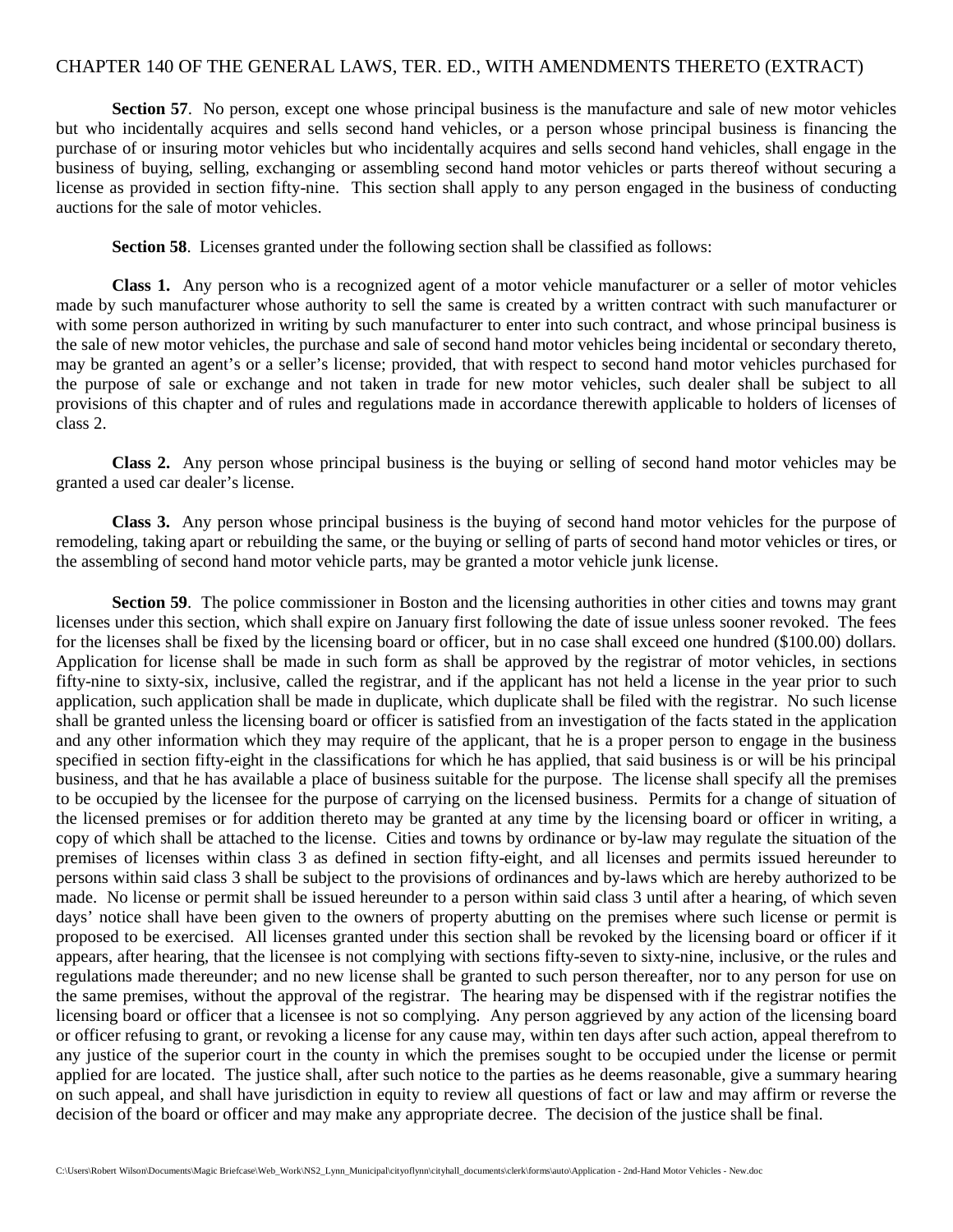CHAPTER 140 OF THE GENERAL LAWS, TER. ED., WITH AMENDMENTS THERETO (EXTRACT)

**Section 57**. No person, except one whose principal business is the manufacture and sale of new motor vehicles but who incidentally acquires and sells second hand vehicles, or a person whose principal business is financing the purchase of or insuring motor vehicles but who incidentally acquires and sells second hand vehicles, shall engage in the business of buying, selling, exchanging or assembling second hand motor vehicles or parts thereof without securing a license as provided in section fifty-nine. This section shall apply to any person engaged in the business of conducting auctions for the sale of motor vehicles.

**Section 58**. Licenses granted under the following section shall be classified as follows:

**Class 1.** Any person who is a recognized agent of a motor vehicle manufacturer or a seller of motor vehicles made by such manufacturer whose authority to sell the same is created by a written contract with such manufacturer or with some person authorized in writing by such manufacturer to enter into such contract, and whose principal business is the sale of new motor vehicles, the purchase and sale of second hand motor vehicles being incidental or secondary thereto, may be granted an agent's or a seller's license; provided, that with respect to second hand motor vehicles purchased for the purpose of sale or exchange and not taken in trade for new motor vehicles, such dealer shall be subject to all provisions of this chapter and of rules and regulations made in accordance therewith applicable to holders of licenses of class 2.

**Class 2.** Any person whose principal business is the buying or selling of second hand motor vehicles may be granted a used car dealer's license.

**Class 3.** Any person whose principal business is the buying of second hand motor vehicles for the purpose of remodeling, taking apart or rebuilding the same, or the buying or selling of parts of second hand motor vehicles or tires, or the assembling of second hand motor vehicle parts, may be granted a motor vehicle junk license.

**Section 59**. The police commissioner in Boston and the licensing authorities in other cities and towns may grant licenses under this section, which shall expire on January first following the date of issue unless sooner revoked. The fees for the licenses shall be fixed by the licensing board or officer, but in no case shall exceed one hundred ($100.00) dollars. Application for license shall be made in such form as shall be approved by the registrar of motor vehicles, in sections fifty-nine to sixty-six, inclusive, called the registrar, and if the applicant has not held a license in the year prior to such application, such application shall be made in duplicate, which duplicate shall be filed with the registrar. No such license shall be granted unless the licensing board or officer is satisfied from an investigation of the facts stated in the application and any other information which they may require of the applicant, that he is a proper person to engage in the business specified in section fifty-eight in the classifications for which he has applied, that said business is or will be his principal business, and that he has available a place of business suitable for the purpose. The license shall specify all the premises to be occupied by the licensee for the purpose of carrying on the licensed business. Permits for a change of situation of the licensed premises or for addition thereto may be granted at any time by the licensing board or officer in writing, a copy of which shall be attached to the license. Cities and towns by ordinance or by-law may regulate the situation of the premises of licenses within class 3 as defined in section fifty-eight, and all licenses and permits issued hereunder to persons within said class 3 shall be subject to the provisions of ordinances and by-laws which are hereby authorized to be made. No license or permit shall be issued hereunder to a person within said class 3 until after a hearing, of which seven days' notice shall have been given to the owners of property abutting on the premises where such license or permit is proposed to be exercised. All licenses granted under this section shall be revoked by the licensing board or officer if it appears, after hearing, that the licensee is not complying with sections fifty-seven to sixty-nine, inclusive, or the rules and regulations made thereunder; and no new license shall be granted to such person thereafter, nor to any person for use on the same premises, without the approval of the registrar. The hearing may be dispensed with if the registrar notifies the licensing board or officer that a licensee is not so complying. Any person aggrieved by any action of the licensing board or officer refusing to grant, or revoking a license for any cause may, within ten days after such action, appeal therefrom to any justice of the superior court in the county in which the premises sought to be occupied under the license or permit applied for are located. The justice shall, after such notice to the parties as he deems reasonable, give a summary hearing on such appeal, and shall have jurisdiction in equity to review all questions of fact or law and may affirm or reverse the decision of the board or officer and may make any appropriate decree. The decision of the justice shall be final.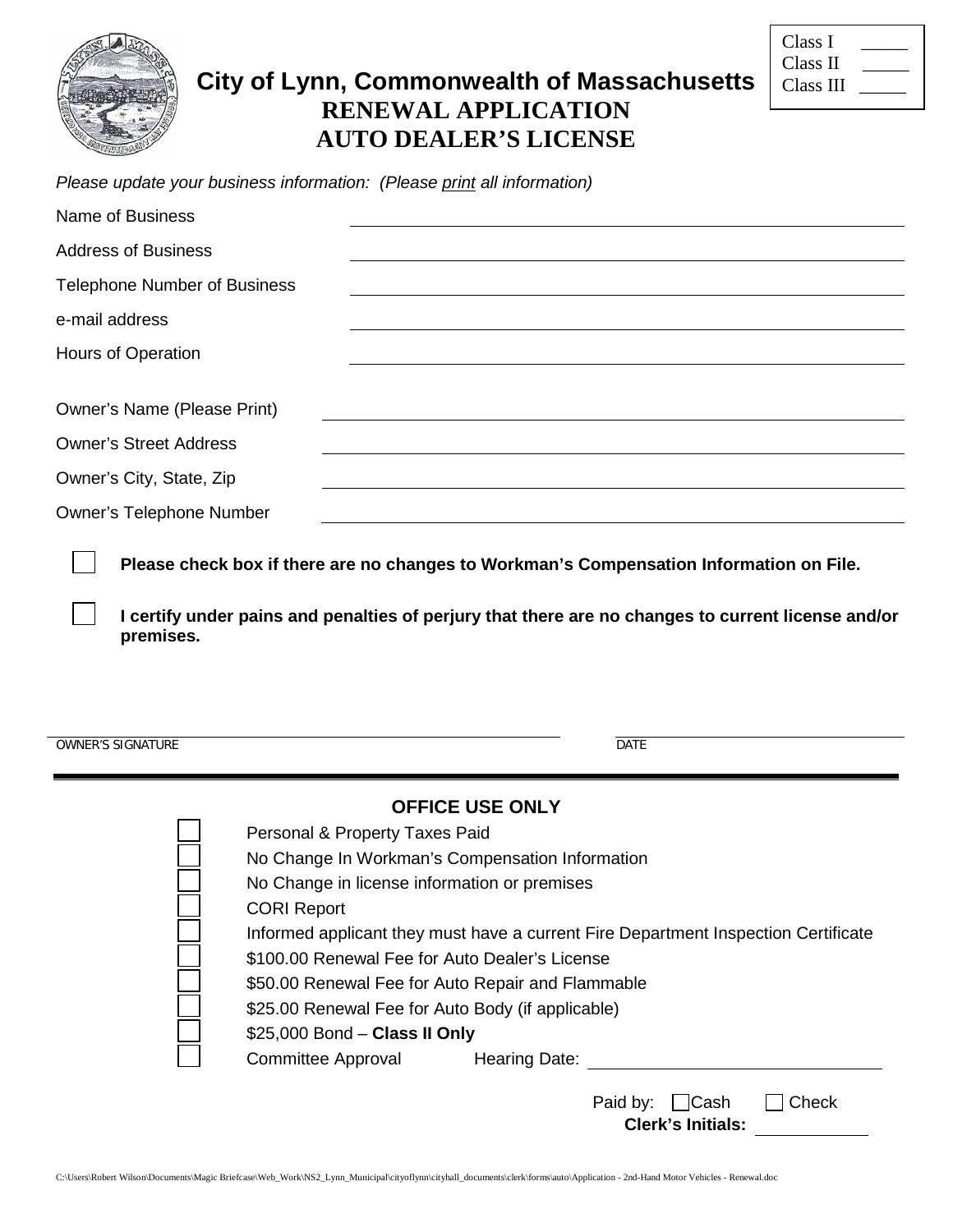Class I _____
Class II _____
Class III _____

# City of Lynn, Commonwealth of Massachusetts

## RENEWAL APPLICATION
## AUTO DEALER'S LICENSE

*Please update your business information: (Please print all information)*

Name of Business ______________________________

Address of Business ______________________________

Telephone Number of Business ______________________________

e-mail address ______________________________

Hours of Operation ______________________________

Owner's Name (Please Print) ______________________________

Owner's Street Address ______________________________

Owner's City, State, Zip ______________________________

Owner's Telephone Number ______________________________

☐ **Please check box if there are no changes to Workman's Compensation Information on File.**

☐ **I certify under pains and penalties of perjury that there are no changes to current license and/or premises.**

______________________________ ______________________________
OWNER'S SIGNATURE DATE

---

### OFFICE USE ONLY

- ☐ Personal & Property Taxes Paid
- ☐ No Change In Workman's Compensation Information
- ☐ No Change in license information or premises
- ☐ CORI Report
- ☐ Informed applicant they must have a current Fire Department Inspection Certificate
- ☐ $100.00 Renewal Fee for Auto Dealer's License
- ☐ $50.00 Renewal Fee for Auto Repair and Flammable
- ☐ $25.00 Renewal Fee for Auto Body (if applicable)
- ☐ $25,000 Bond – **Class II Only**
- ☐ Committee Approval Hearing Date: ______________________________

Paid by: ☐ Cash ☐ Check

**Clerk's Initials:** ____________

C:\Users\Robert Wilson\Documents\Magic Briefcase\Web_Work\NS2_Lynn_Municipal\cityoflynn\cityhall_documents\clerk\forms\auto\Application - 2nd-Hand Motor Vehicles - Renewal.doc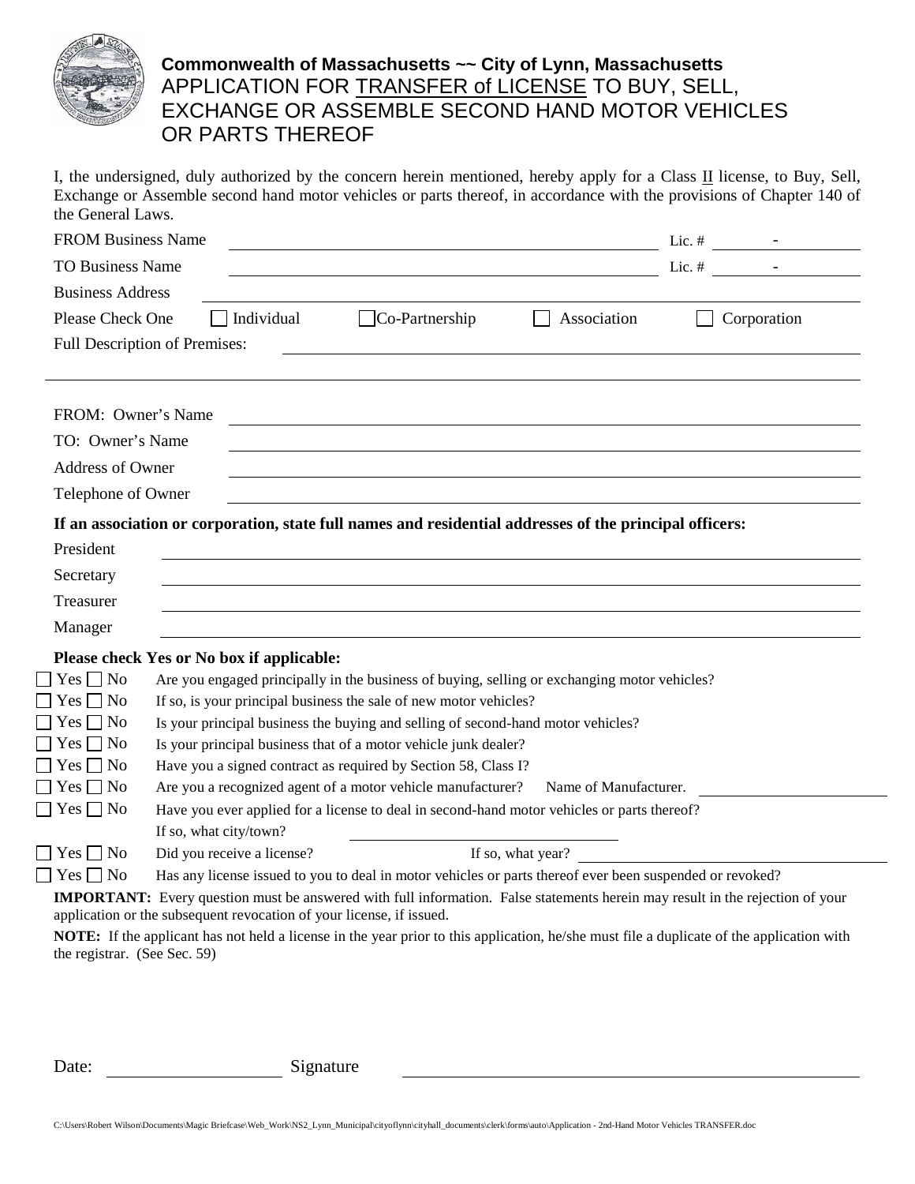**Commonwealth of Massachusetts ~~ City of Lynn, Massachusetts**

# APPLICATION FOR TRANSFER of LICENSE TO BUY, SELL, EXCHANGE OR ASSEMBLE SECOND HAND MOTOR VEHICLES OR PARTS THEREOF

I, the undersigned, duly authorized by the concern herein mentioned, hereby apply for a Class II license, to Buy, Sell, Exchange or Assemble second hand motor vehicles or parts thereof, in accordance with the provisions of Chapter 140 of the General Laws.

FROM Business Name ______________________________ Lic. # ______ - ______

TO Business Name ______________________________ Lic. # ______ - ______

Business Address ______________________________

Please Check One ☐ Individual ☐ Co-Partnership ☐ Association ☐ Corporation

Full Description of Premises: ______________________________

FROM: Owner's Name ______________________________

TO: Owner's Name ______________________________

Address of Owner ______________________________

Telephone of Owner ______________________________

**If an association or corporation, state full names and residential addresses of the principal officers:**

President ______________________________

Secretary ______________________________

Treasurer ______________________________

Manager ______________________________

**Please check Yes or No box if applicable:**

☐ Yes ☐ No Are you engaged principally in the business of buying, selling or exchanging motor vehicles?

☐ Yes ☐ No If so, is your principal business the sale of new motor vehicles?

☐ Yes ☐ No Is your principal business the buying and selling of second-hand motor vehicles?

☐ Yes ☐ No Is your principal business that of a motor vehicle junk dealer?

☐ Yes ☐ No Have you a signed contract as required by Section 58, Class I?

☐ Yes ☐ No Are you a recognized agent of a motor vehicle manufacturer? Name of Manufacturer. ______________

☐ Yes ☐ No Have you ever applied for a license to deal in second-hand motor vehicles or parts thereof?
If so, what city/town? ______________

☐ Yes ☐ No Did you receive a license? If so, what year? ______________

☐ Yes ☐ No Has any license issued to you to deal in motor vehicles or parts thereof ever been suspended or revoked?

**IMPORTANT:** Every question must be answered with full information. False statements herein may result in the rejection of your application or the subsequent revocation of your license, if issued.

**NOTE:** If the applicant has not held a license in the year prior to this application, he/she must file a duplicate of the application with the registrar. (See Sec. 59)

Date: ______________ Signature ______________________________

C:\Users\Robert Wilson\Documents\Magic Briefcase\Web_Work\NS2_Lynn_Municipal\cityoflynn\cityhall_documents\clerk\forms\auto\Application - 2nd-Hand Motor Vehicles TRANSFER.doc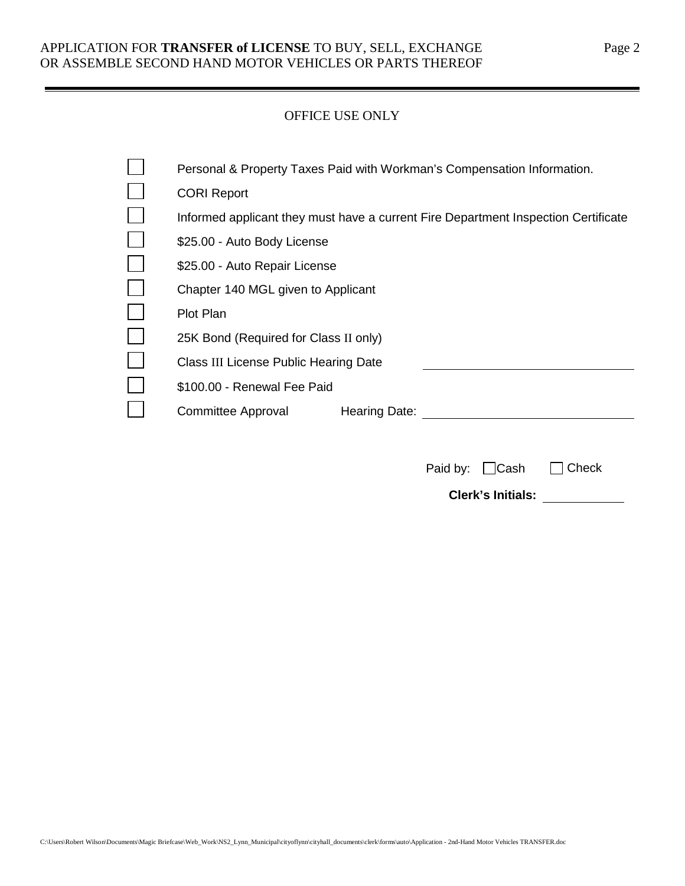## OFFICE USE ONLY

- [ ] Personal & Property Taxes Paid with Workman's Compensation Information.
- [ ] CORI Report
- [ ] Informed applicant they must have a current Fire Department Inspection Certificate
- [ ] \$25.00 - Auto Body License
- [ ] \$25.00 - Auto Repair License
- [ ] Chapter 140 MGL given to Applicant
- [ ] Plot Plan
- [ ] 25K Bond (Required for Class II only)
- [ ] Class III License Public Hearing Date ______________________
- [ ] \$100.00 - Renewal Fee Paid
- [ ] Committee Approval Hearing Date: ______________________

Paid by: ☐ Cash ☐ Check

**Clerk's Initials:** __________

C:\Users\Robert Wilson\Documents\Magic Briefcase\Web_Work\NS2_Lynn_Municipal\cityoflynn\cityhall_documents\clerk\forms\auto\Application - 2nd-Hand Motor Vehicles TRANSFER.doc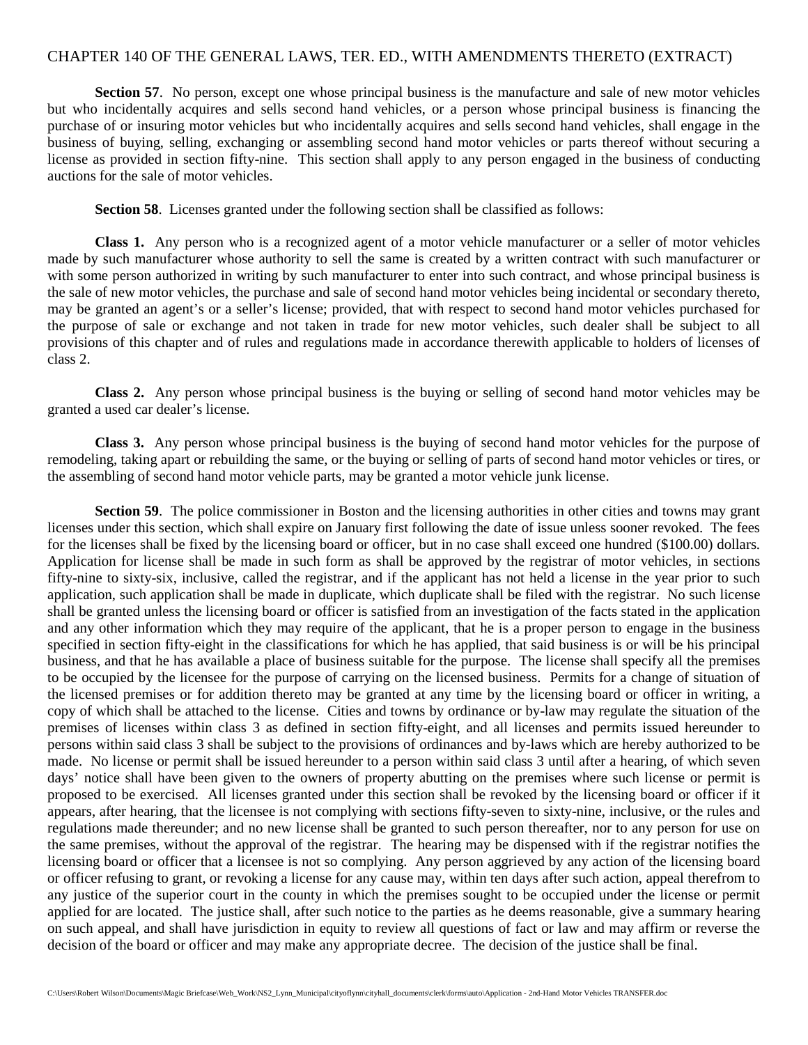CHAPTER 140 OF THE GENERAL LAWS, TER. ED., WITH AMENDMENTS THERETO (EXTRACT)

**Section 57**. No person, except one whose principal business is the manufacture and sale of new motor vehicles but who incidentally acquires and sells second hand vehicles, or a person whose principal business is financing the purchase of or insuring motor vehicles but who incidentally acquires and sells second hand vehicles, shall engage in the business of buying, selling, exchanging or assembling second hand motor vehicles or parts thereof without securing a license as provided in section fifty-nine. This section shall apply to any person engaged in the business of conducting auctions for the sale of motor vehicles.

**Section 58**. Licenses granted under the following section shall be classified as follows:

**Class 1.** Any person who is a recognized agent of a motor vehicle manufacturer or a seller of motor vehicles made by such manufacturer whose authority to sell the same is created by a written contract with such manufacturer or with some person authorized in writing by such manufacturer to enter into such contract, and whose principal business is the sale of new motor vehicles, the purchase and sale of second hand motor vehicles being incidental or secondary thereto, may be granted an agent's or a seller's license; provided, that with respect to second hand motor vehicles purchased for the purpose of sale or exchange and not taken in trade for new motor vehicles, such dealer shall be subject to all provisions of this chapter and of rules and regulations made in accordance therewith applicable to holders of licenses of class 2.

**Class 2.** Any person whose principal business is the buying or selling of second hand motor vehicles may be granted a used car dealer's license.

**Class 3.** Any person whose principal business is the buying of second hand motor vehicles for the purpose of remodeling, taking apart or rebuilding the same, or the buying or selling of parts of second hand motor vehicles or tires, or the assembling of second hand motor vehicle parts, may be granted a motor vehicle junk license.

**Section 59**. The police commissioner in Boston and the licensing authorities in other cities and towns may grant licenses under this section, which shall expire on January first following the date of issue unless sooner revoked. The fees for the licenses shall be fixed by the licensing board or officer, but in no case shall exceed one hundred ($100.00) dollars. Application for license shall be made in such form as shall be approved by the registrar of motor vehicles, in sections fifty-nine to sixty-six, inclusive, called the registrar, and if the applicant has not held a license in the year prior to such application, such application shall be made in duplicate, which duplicate shall be filed with the registrar. No such license shall be granted unless the licensing board or officer is satisfied from an investigation of the facts stated in the application and any other information which they may require of the applicant, that he is a proper person to engage in the business specified in section fifty-eight in the classifications for which he has applied, that said business is or will be his principal business, and that he has available a place of business suitable for the purpose. The license shall specify all the premises to be occupied by the licensee for the purpose of carrying on the licensed business. Permits for a change of situation of the licensed premises or for addition thereto may be granted at any time by the licensing board or officer in writing, a copy of which shall be attached to the license. Cities and towns by ordinance or by-law may regulate the situation of the premises of licenses within class 3 as defined in section fifty-eight, and all licenses and permits issued hereunder to persons within said class 3 shall be subject to the provisions of ordinances and by-laws which are hereby authorized to be made. No license or permit shall be issued hereunder to a person within said class 3 until after a hearing, of which seven days' notice shall have been given to the owners of property abutting on the premises where such license or permit is proposed to be exercised. All licenses granted under this section shall be revoked by the licensing board or officer if it appears, after hearing, that the licensee is not complying with sections fifty-seven to sixty-nine, inclusive, or the rules and regulations made thereunder; and no new license shall be granted to such person thereafter, nor to any person for use on the same premises, without the approval of the registrar. The hearing may be dispensed with if the registrar notifies the licensing board or officer that a licensee is not so complying. Any person aggrieved by any action of the licensing board or officer refusing to grant, or revoking a license for any cause may, within ten days after such action, appeal therefrom to any justice of the superior court in the county in which the premises sought to be occupied under the license or permit applied for are located. The justice shall, after such notice to the parties as he deems reasonable, give a summary hearing on such appeal, and shall have jurisdiction in equity to review all questions of fact or law and may affirm or reverse the decision of the board or officer and may make any appropriate decree. The decision of the justice shall be final.

C:\Users\Robert Wilson\Documents\Magic Briefcase\Web_Work\NS2_Lynn_Municipal\cityoflynn\cityhall_documents\clerk\forms\auto\Application - 2nd-Hand Motor Vehicles TRANSFER.doc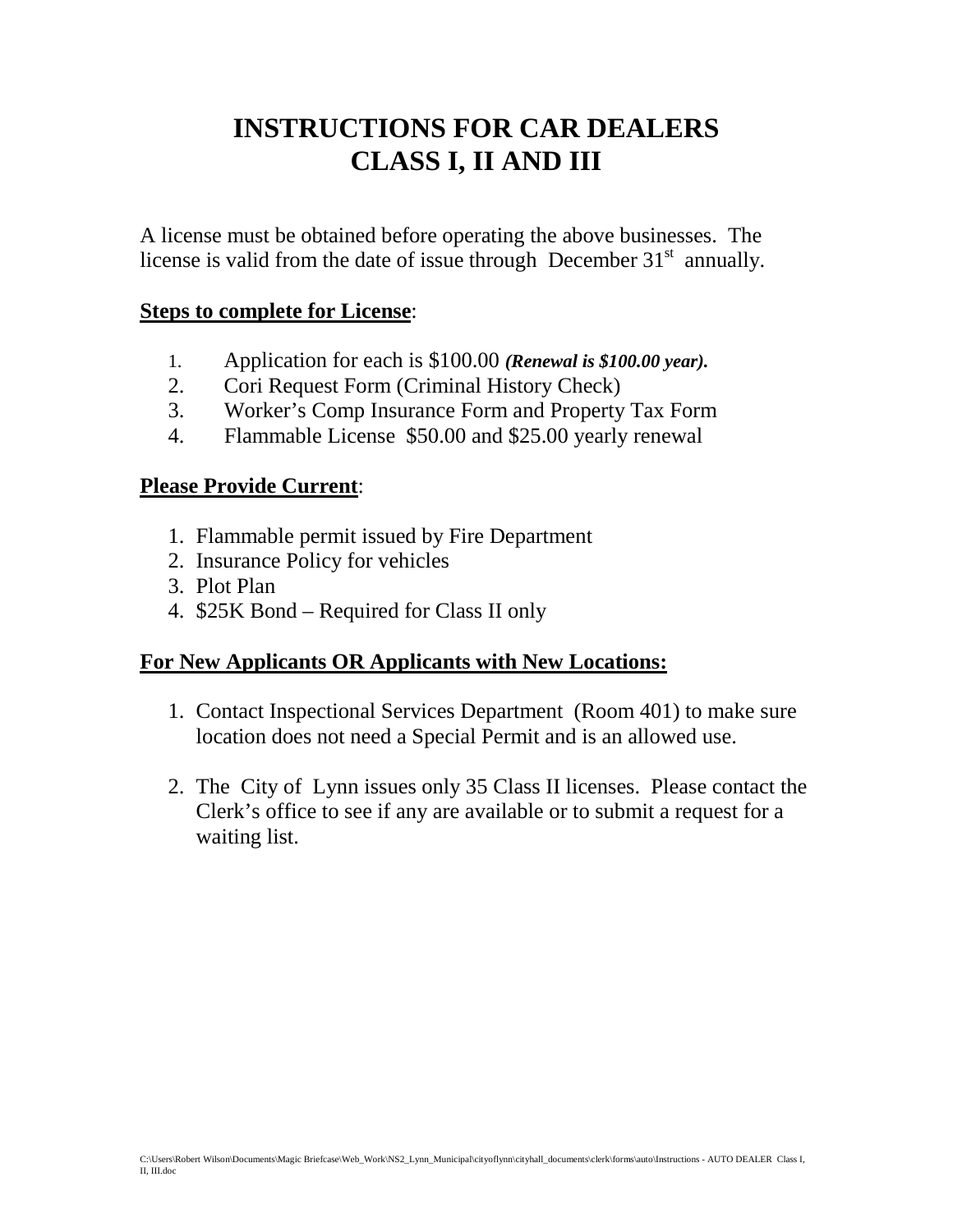# INSTRUCTIONS FOR CAR DEALERS
# CLASS I, II AND III

A license must be obtained before operating the above businesses. The license is valid from the date of issue through December 31st annually.

**Steps to complete for License**:

1. Application for each is $100.00 ***(Renewal is $100.00 year).***
2. Cori Request Form (Criminal History Check)
3. Worker's Comp Insurance Form and Property Tax Form
4. Flammable License $50.00 and $25.00 yearly renewal

**Please Provide Current**:

1. Flammable permit issued by Fire Department
2. Insurance Policy for vehicles
3. Plot Plan
4. $25K Bond – Required for Class II only

**For New Applicants OR Applicants with New Locations:**

1. Contact Inspectional Services Department (Room 401) to make sure location does not need a Special Permit and is an allowed use.

2. The City of Lynn issues only 35 Class II licenses. Please contact the Clerk's office to see if any are available or to submit a request for a waiting list.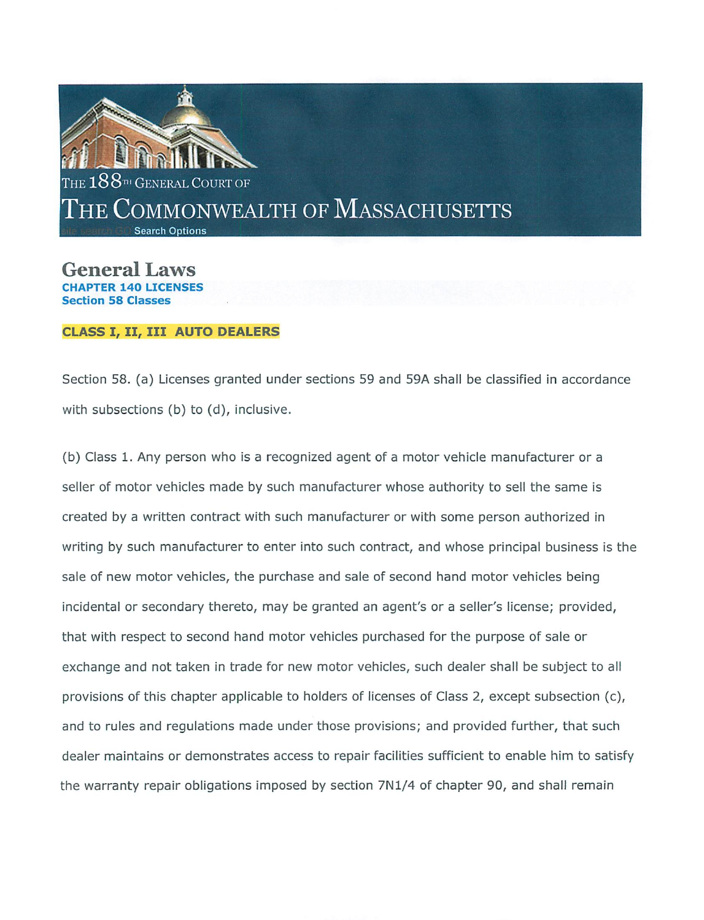THE 188TH GENERAL COURT OF

# THE COMMONWEALTH OF MASSACHUSETTS

site search GO Search Options

## General Laws

**CHAPTER 140 LICENSES**
**Section 58 Classes**

**CLASS I, II, III AUTO DEALERS**

Section 58. (a) Licenses granted under sections 59 and 59A shall be classified in accordance with subsections (b) to (d), inclusive.

(b) Class 1. Any person who is a recognized agent of a motor vehicle manufacturer or a seller of motor vehicles made by such manufacturer whose authority to sell the same is created by a written contract with such manufacturer or with some person authorized in writing by such manufacturer to enter into such contract, and whose principal business is the sale of new motor vehicles, the purchase and sale of second hand motor vehicles being incidental or secondary thereto, may be granted an agent's or a seller's license; provided, that with respect to second hand motor vehicles purchased for the purpose of sale or exchange and not taken in trade for new motor vehicles, such dealer shall be subject to all provisions of this chapter applicable to holders of licenses of Class 2, except subsection (c), and to rules and regulations made under those provisions; and provided further, that such dealer maintains or demonstrates access to repair facilities sufficient to enable him to satisfy the warranty repair obligations imposed by section 7N1/4 of chapter 90, and shall remain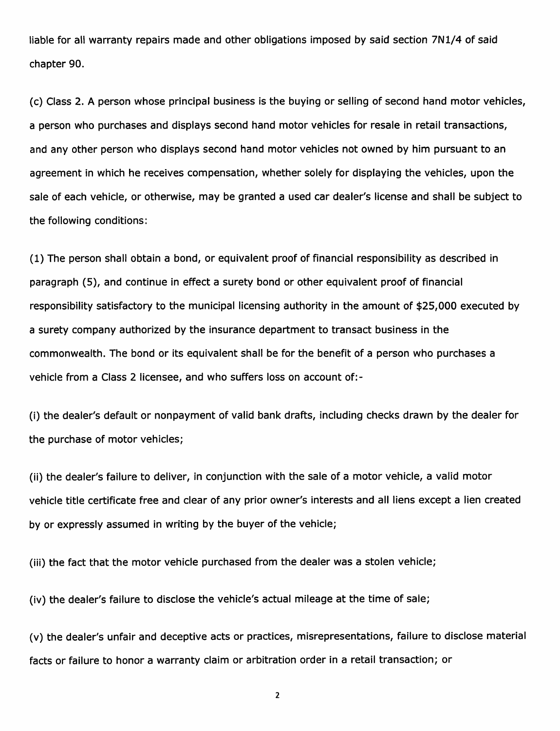liable for all warranty repairs made and other obligations imposed by said section 7N1/4 of said chapter 90.

(c) Class 2. A person whose principal business is the buying or selling of second hand motor vehicles, a person who purchases and displays second hand motor vehicles for resale in retail transactions, and any other person who displays second hand motor vehicles not owned by him pursuant to an agreement in which he receives compensation, whether solely for displaying the vehicles, upon the sale of each vehicle, or otherwise, may be granted a used car dealer's license and shall be subject to the following conditions:

(1) The person shall obtain a bond, or equivalent proof of financial responsibility as described in paragraph (5), and continue in effect a surety bond or other equivalent proof of financial responsibility satisfactory to the municipal licensing authority in the amount of $25,000 executed by a surety company authorized by the insurance department to transact business in the commonwealth. The bond or its equivalent shall be for the benefit of a person who purchases a vehicle from a Class 2 licensee, and who suffers loss on account of:-

(i) the dealer's default or nonpayment of valid bank drafts, including checks drawn by the dealer for the purchase of motor vehicles;

(ii) the dealer's failure to deliver, in conjunction with the sale of a motor vehicle, a valid motor vehicle title certificate free and clear of any prior owner's interests and all liens except a lien created by or expressly assumed in writing by the buyer of the vehicle;

(iii) the fact that the motor vehicle purchased from the dealer was a stolen vehicle;

(iv) the dealer's failure to disclose the vehicle's actual mileage at the time of sale;

(v) the dealer's unfair and deceptive acts or practices, misrepresentations, failure to disclose material facts or failure to honor a warranty claim or arbitration order in a retail transaction; or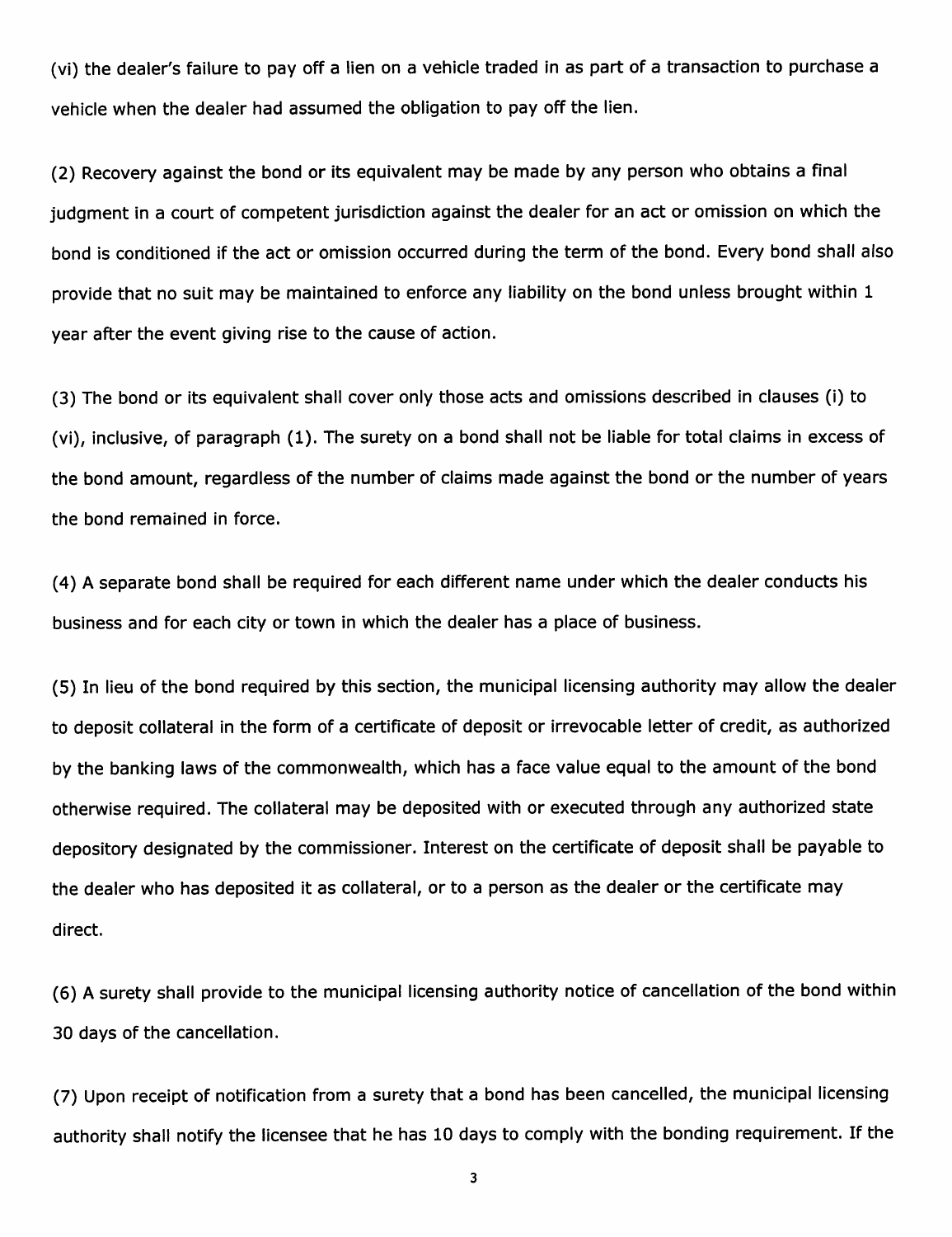(vi) the dealer's failure to pay off a lien on a vehicle traded in as part of a transaction to purchase a vehicle when the dealer had assumed the obligation to pay off the lien.

(2) Recovery against the bond or its equivalent may be made by any person who obtains a final judgment in a court of competent jurisdiction against the dealer for an act or omission on which the bond is conditioned if the act or omission occurred during the term of the bond. Every bond shall also provide that no suit may be maintained to enforce any liability on the bond unless brought within 1 year after the event giving rise to the cause of action.

(3) The bond or its equivalent shall cover only those acts and omissions described in clauses (i) to (vi), inclusive, of paragraph (1). The surety on a bond shall not be liable for total claims in excess of the bond amount, regardless of the number of claims made against the bond or the number of years the bond remained in force.

(4) A separate bond shall be required for each different name under which the dealer conducts his business and for each city or town in which the dealer has a place of business.

(5) In lieu of the bond required by this section, the municipal licensing authority may allow the dealer to deposit collateral in the form of a certificate of deposit or irrevocable letter of credit, as authorized by the banking laws of the commonwealth, which has a face value equal to the amount of the bond otherwise required. The collateral may be deposited with or executed through any authorized state depository designated by the commissioner. Interest on the certificate of deposit shall be payable to the dealer who has deposited it as collateral, or to a person as the dealer or the certificate may direct.

(6) A surety shall provide to the municipal licensing authority notice of cancellation of the bond within 30 days of the cancellation.

(7) Upon receipt of notification from a surety that a bond has been cancelled, the municipal licensing authority shall notify the licensee that he has 10 days to comply with the bonding requirement. If the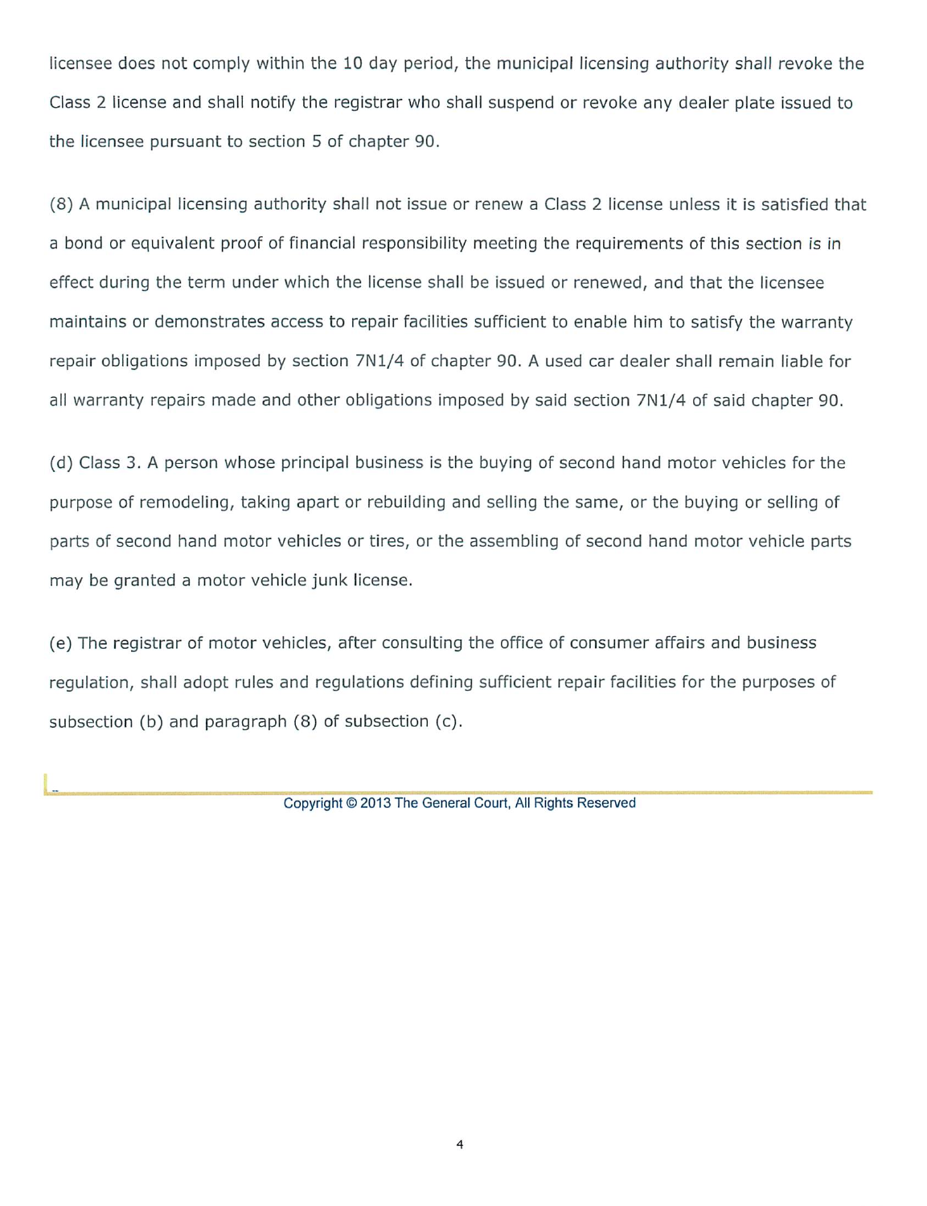licensee does not comply within the 10 day period, the municipal licensing authority shall revoke the Class 2 license and shall notify the registrar who shall suspend or revoke any dealer plate issued to the licensee pursuant to section 5 of chapter 90.

(8) A municipal licensing authority shall not issue or renew a Class 2 license unless it is satisfied that a bond or equivalent proof of financial responsibility meeting the requirements of this section is in effect during the term under which the license shall be issued or renewed, and that the licensee maintains or demonstrates access to repair facilities sufficient to enable him to satisfy the warranty repair obligations imposed by section 7N1/4 of chapter 90. A used car dealer shall remain liable for all warranty repairs made and other obligations imposed by said section 7N1/4 of said chapter 90.

(d) Class 3. A person whose principal business is the buying of second hand motor vehicles for the purpose of remodeling, taking apart or rebuilding and selling the same, or the buying or selling of parts of second hand motor vehicles or tires, or the assembling of second hand motor vehicle parts may be granted a motor vehicle junk license.

(e) The registrar of motor vehicles, after consulting the office of consumer affairs and business regulation, shall adopt rules and regulations defining sufficient repair facilities for the purposes of subsection (b) and paragraph (8) of subsection (c).

Copyright © 2013 The General Court, All Rights Reserved